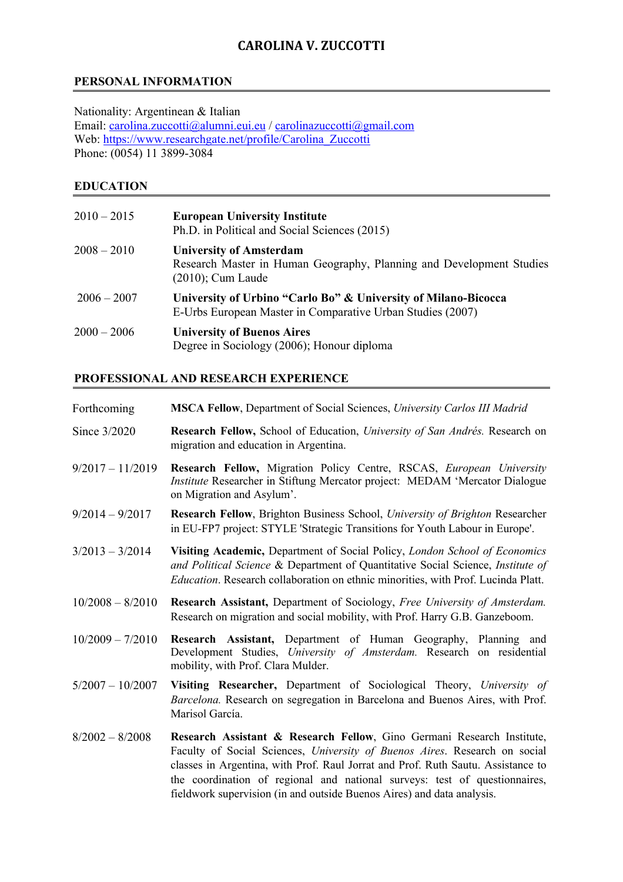# CAROLINA V. ZUCCOTTI

## PERSONAL INFORMATION

Nationality: Argentinean & Italian
Email: carolina.zuccotti@alumni.eui.eu / carolinazuccotti@gmail.com
Web: https://www.researchgate.net/profile/Carolina_Zuccotti
Phone: (0054) 11 3899-3084

## EDUCATION

| | |
|---|---|
| 2010 – 2015 | **European University Institute**<br>Ph.D. in Political and Social Sciences (2015) |
| 2008 – 2010 | **University of Amsterdam**<br>Research Master in Human Geography, Planning and Development Studies (2010); Cum Laude |
| 2006 – 2007 | **University of Urbino "Carlo Bo" & University of Milano-Bicocca**<br>E-Urbs European Master in Comparative Urban Studies (2007) |
| 2000 – 2006 | **University of Buenos Aires**<br>Degree in Sociology (2006); Honour diploma |

## PROFESSIONAL AND RESEARCH EXPERIENCE

| | |
|---|---|
| Forthcoming | **MSCA Fellow**, Department of Social Sciences, *University Carlos III Madrid* |
| Since 3/2020 | **Research Fellow,** School of Education, *University of San Andrés.* Research on migration and education in Argentina. |
| 9/2017 – 11/2019 | **Research Fellow,** Migration Policy Centre, RSCAS, *European University Institute* Researcher in Stiftung Mercator project: MEDAM 'Mercator Dialogue on Migration and Asylum'. |
| 9/2014 – 9/2017 | **Research Fellow**, Brighton Business School, *University of Brighton* Researcher in EU-FP7 project: STYLE 'Strategic Transitions for Youth Labour in Europe'. |
| 3/2013 – 3/2014 | **Visiting Academic,** Department of Social Policy, *London School of Economics and Political Science* & Department of Quantitative Social Science, *Institute of Education*. Research collaboration on ethnic minorities, with Prof. Lucinda Platt. |
| 10/2008 – 8/2010 | **Research Assistant,** Department of Sociology, *Free University of Amsterdam.* Research on migration and social mobility, with Prof. Harry G.B. Ganzeboom. |
| 10/2009 – 7/2010 | **Research Assistant,** Department of Human Geography, Planning and Development Studies, *University of Amsterdam.* Research on residential mobility, with Prof. Clara Mulder. |
| 5/2007 – 10/2007 | **Visiting Researcher,** Department of Sociological Theory, *University of Barcelona.* Research on segregation in Barcelona and Buenos Aires, with Prof. Marisol García. |
| 8/2002 – 8/2008 | **Research Assistant & Research Fellow**, Gino Germani Research Institute, Faculty of Social Sciences, *University of Buenos Aires*. Research on social classes in Argentina, with Prof. Raul Jorrat and Prof. Ruth Sautu. Assistance to the coordination of regional and national surveys: test of questionnaires, fieldwork supervision (in and outside Buenos Aires) and data analysis. |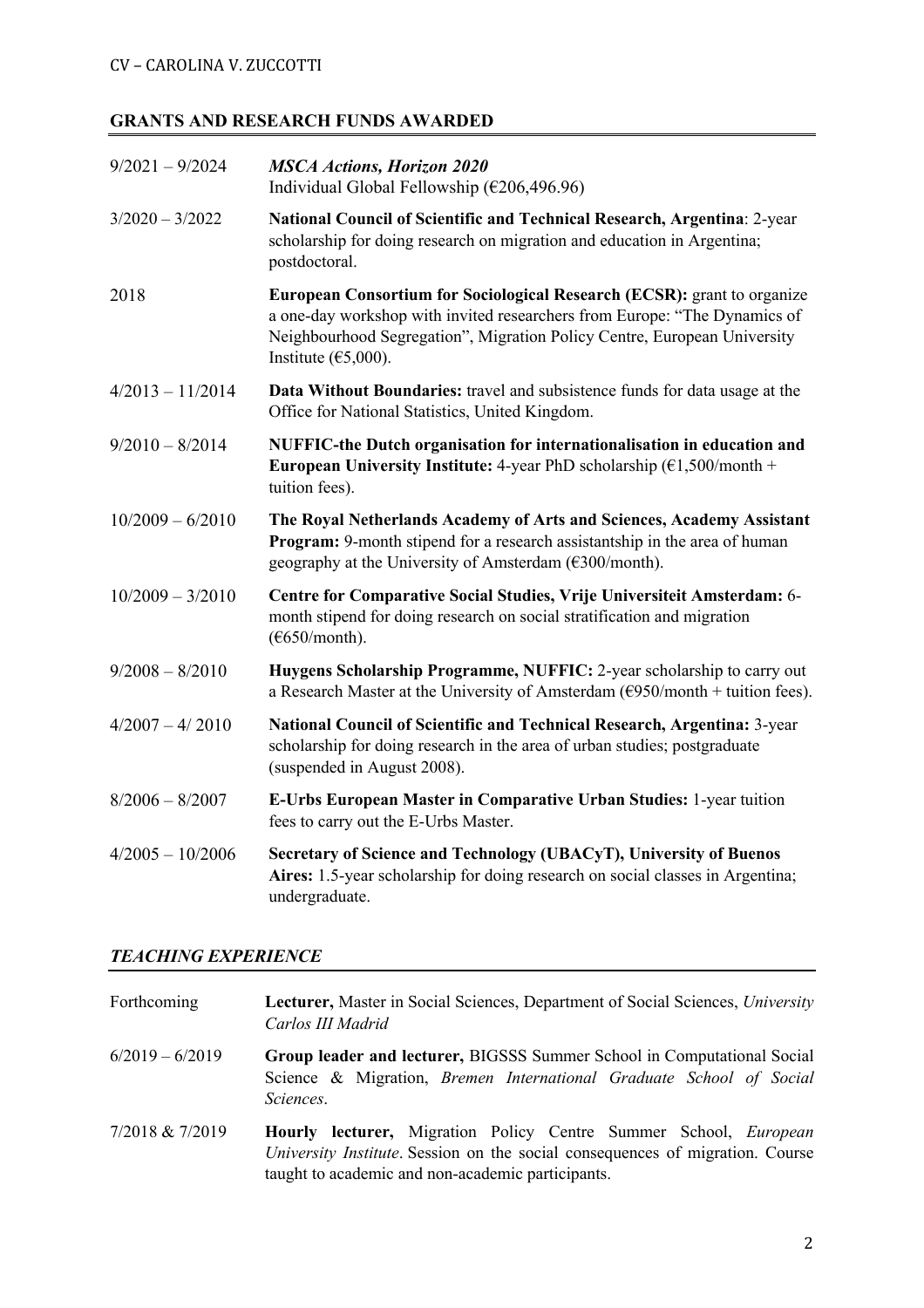## GRANTS AND RESEARCH FUNDS AWARDED

9/2021 – 9/2024 ***MSCA Actions, Horizon 2020***
Individual Global Fellowship (€206,496.96)

3/2020 – 3/2022 **National Council of Scientific and Technical Research, Argentina**: 2-year scholarship for doing research on migration and education in Argentina; postdoctoral.

2018 **European Consortium for Sociological Research (ECSR):** grant to organize a one-day workshop with invited researchers from Europe: "The Dynamics of Neighbourhood Segregation", Migration Policy Centre, European University Institute (€5,000).

4/2013 – 11/2014 **Data Without Boundaries:** travel and subsistence funds for data usage at the Office for National Statistics, United Kingdom.

9/2010 – 8/2014 **NUFFIC-the Dutch organisation for internationalisation in education and European University Institute:** 4-year PhD scholarship (€1,500/month + tuition fees).

10/2009 – 6/2010 **The Royal Netherlands Academy of Arts and Sciences, Academy Assistant Program:** 9-month stipend for a research assistantship in the area of human geography at the University of Amsterdam (€300/month).

10/2009 – 3/2010 **Centre for Comparative Social Studies, Vrije Universiteit Amsterdam:** 6-month stipend for doing research on social stratification and migration (€650/month).

9/2008 – 8/2010 **Huygens Scholarship Programme, NUFFIC:** 2-year scholarship to carry out a Research Master at the University of Amsterdam (€950/month + tuition fees).

4/2007 – 4/ 2010 **National Council of Scientific and Technical Research, Argentina:** 3-year scholarship for doing research in the area of urban studies; postgraduate (suspended in August 2008).

8/2006 – 8/2007 **E-Urbs European Master in Comparative Urban Studies:** 1-year tuition fees to carry out the E-Urbs Master.

4/2005 – 10/2006 **Secretary of Science and Technology (UBACyT), University of Buenos Aires:** 1.5-year scholarship for doing research on social classes in Argentina; undergraduate.

## *TEACHING EXPERIENCE*

Forthcoming **Lecturer,** Master in Social Sciences, Department of Social Sciences, *University Carlos III Madrid*

6/2019 – 6/2019 **Group leader and lecturer,** BIGSSS Summer School in Computational Social Science & Migration, *Bremen International Graduate School of Social Sciences*.

7/2018 & 7/2019 **Hourly lecturer,** Migration Policy Centre Summer School, *European University Institute*. Session on the social consequences of migration. Course taught to academic and non-academic participants.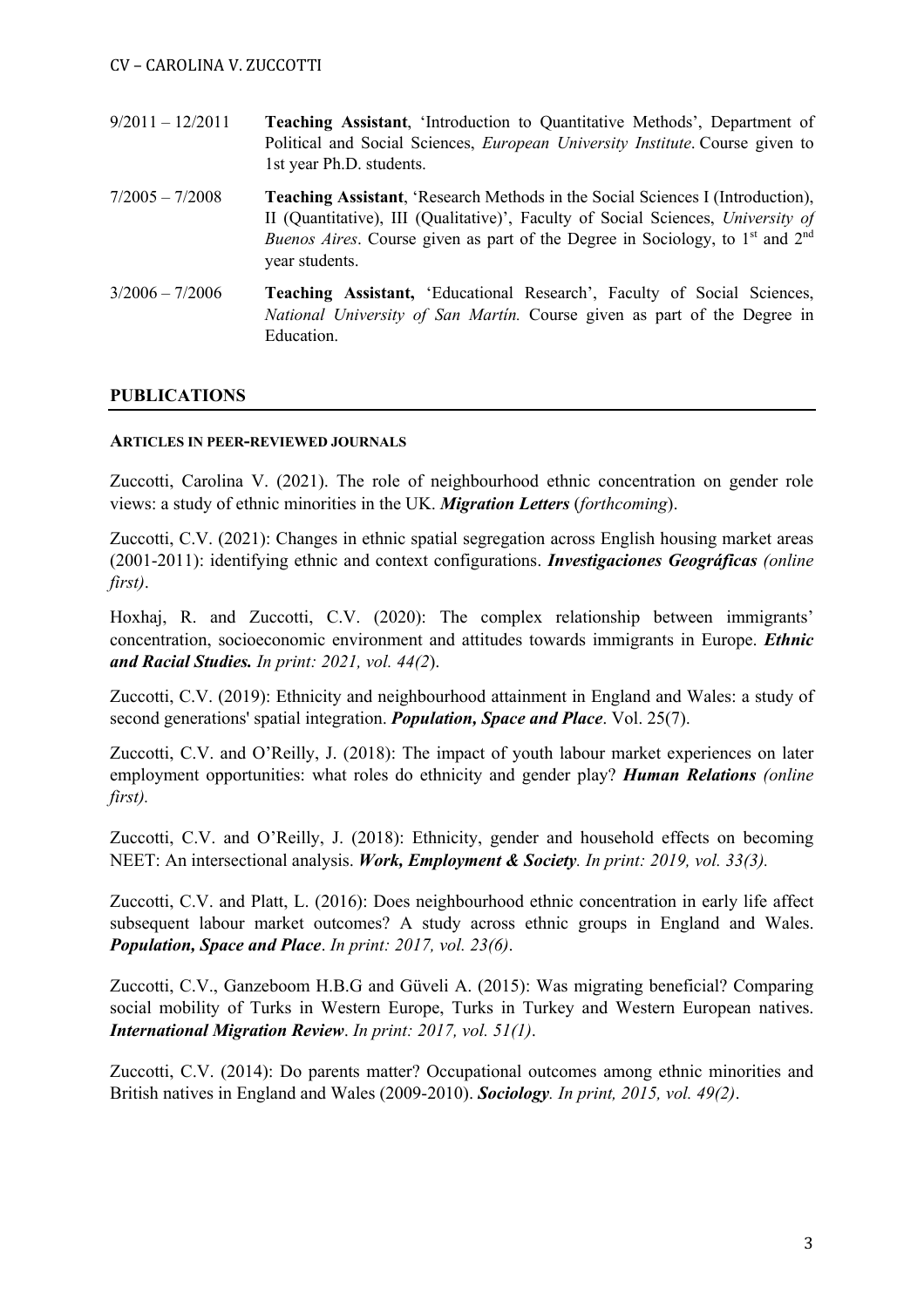9/2011 – 12/2011 **Teaching Assistant**, 'Introduction to Quantitative Methods', Department of Political and Social Sciences, *European University Institute*. Course given to 1st year Ph.D. students.

7/2005 – 7/2008 **Teaching Assistant**, 'Research Methods in the Social Sciences I (Introduction), II (Quantitative), III (Qualitative)', Faculty of Social Sciences, *University of Buenos Aires*. Course given as part of the Degree in Sociology, to 1st and 2nd year students.

3/2006 – 7/2006 **Teaching Assistant,** 'Educational Research', Faculty of Social Sciences, *National University of San Martín.* Course given as part of the Degree in Education.

## PUBLICATIONS

### ARTICLES IN PEER-REVIEWED JOURNALS

Zuccotti, Carolina V. (2021). The role of neighbourhood ethnic concentration on gender role views: a study of ethnic minorities in the UK. ***Migration Letters*** (*forthcoming*).

Zuccotti, C.V. (2021): Changes in ethnic spatial segregation across English housing market areas (2001-2011): identifying ethnic and context configurations. ***Investigaciones Geográficas*** *(online first)*.

Hoxhaj, R. and Zuccotti, C.V. (2020): The complex relationship between immigrants' concentration, socioeconomic environment and attitudes towards immigrants in Europe. ***Ethnic and Racial Studies.*** *In print: 2021, vol. 44(2*).

Zuccotti, C.V. (2019): Ethnicity and neighbourhood attainment in England and Wales: a study of second generations' spatial integration. ***Population, Space and Place***. Vol. 25(7).

Zuccotti, C.V. and O'Reilly, J. (2018): The impact of youth labour market experiences on later employment opportunities: what roles do ethnicity and gender play? ***Human Relations*** *(online first).*

Zuccotti, C.V. and O'Reilly, J. (2018): Ethnicity, gender and household effects on becoming NEET: An intersectional analysis. ***Work, Employment & Society****. In print: 2019, vol. 33(3).*

Zuccotti, C.V. and Platt, L. (2016): Does neighbourhood ethnic concentration in early life affect subsequent labour market outcomes? A study across ethnic groups in England and Wales. ***Population, Space and Place***. *In print: 2017, vol. 23(6)*.

Zuccotti, C.V., Ganzeboom H.B.G and Güveli A. (2015): Was migrating beneficial? Comparing social mobility of Turks in Western Europe, Turks in Turkey and Western European natives. ***International Migration Review***. *In print: 2017, vol. 51(1)*.

Zuccotti, C.V. (2014): Do parents matter? Occupational outcomes among ethnic minorities and British natives in England and Wales (2009-2010). ***Sociology****. In print, 2015, vol. 49(2)*.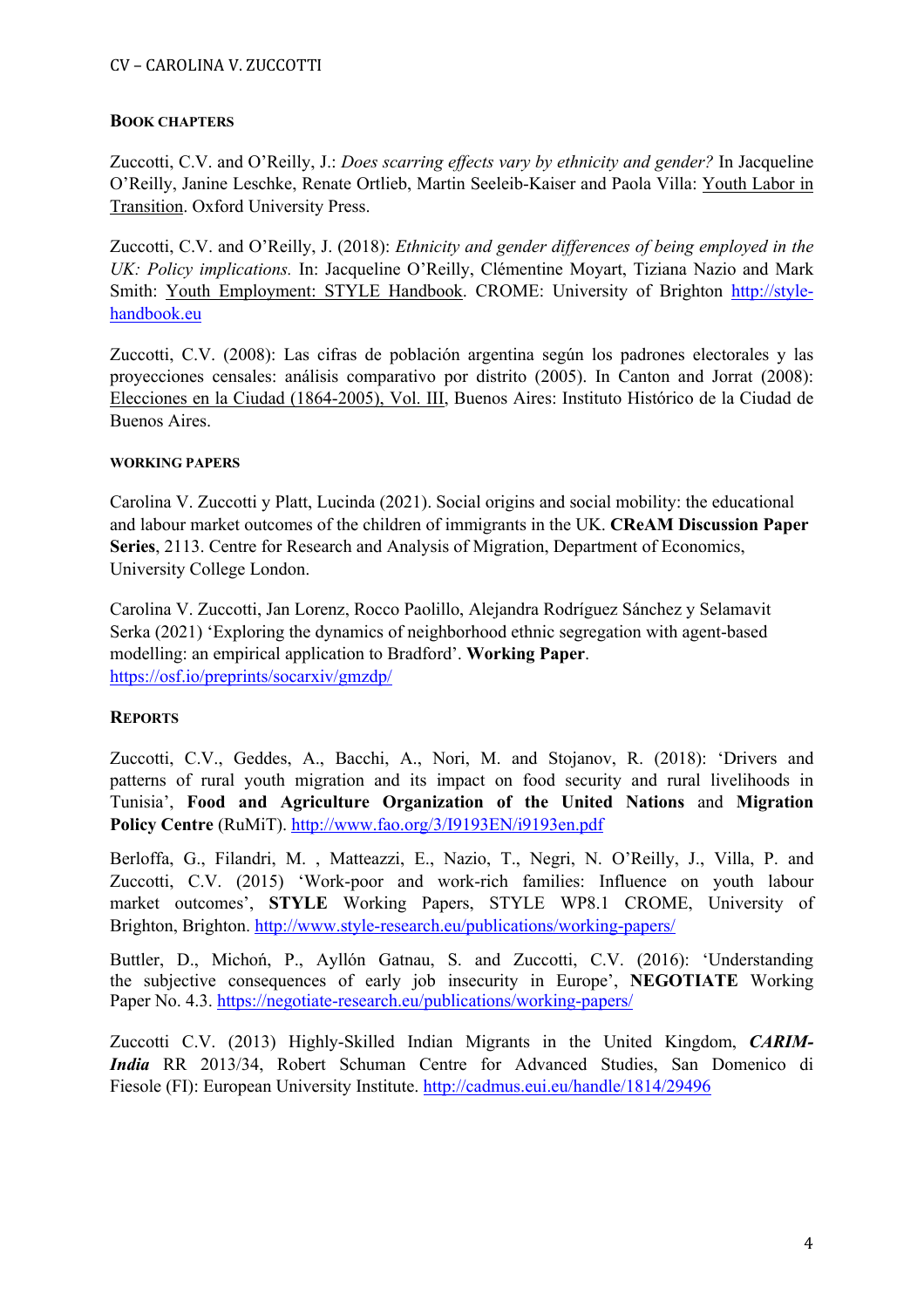## Book chapters

Zuccotti, C.V. and O'Reilly, J.: *Does scarring effects vary by ethnicity and gender?* In Jacqueline O'Reilly, Janine Leschke, Renate Ortlieb, Martin Seeleib-Kaiser and Paola Villa: Youth Labor in Transition. Oxford University Press.

Zuccotti, C.V. and O'Reilly, J. (2018): *Ethnicity and gender differences of being employed in the UK: Policy implications.* In: Jacqueline O'Reilly, Clémentine Moyart, Tiziana Nazio and Mark Smith: Youth Employment: STYLE Handbook. CROME: University of Brighton http://style-handbook.eu

Zuccotti, C.V. (2008): Las cifras de población argentina según los padrones electorales y las proyecciones censales: análisis comparativo por distrito (2005). In Canton and Jorrat (2008): Elecciones en la Ciudad (1864-2005), Vol. III, Buenos Aires: Instituto Histórico de la Ciudad de Buenos Aires.

### Working papers

Carolina V. Zuccotti y Platt, Lucinda (2021). Social origins and social mobility: the educational and labour market outcomes of the children of immigrants in the UK. **CReAM Discussion Paper Series**, 2113. Centre for Research and Analysis of Migration, Department of Economics, University College London.

Carolina V. Zuccotti, Jan Lorenz, Rocco Paolillo, Alejandra Rodríguez Sánchez y Selamavit Serka (2021) 'Exploring the dynamics of neighborhood ethnic segregation with agent-based modelling: an empirical application to Bradford'. **Working Paper**. https://osf.io/preprints/socarxiv/gmzdp/

## Reports

Zuccotti, C.V., Geddes, A., Bacchi, A., Nori, M. and Stojanov, R. (2018): 'Drivers and patterns of rural youth migration and its impact on food security and rural livelihoods in Tunisia', **Food and Agriculture Organization of the United Nations** and **Migration Policy Centre** (RuMiT). http://www.fao.org/3/I9193EN/i9193en.pdf

Berloffa, G., Filandri, M. , Matteazzi, E., Nazio, T., Negri, N. O'Reilly, J., Villa, P. and Zuccotti, C.V. (2015) 'Work-poor and work-rich families: Influence on youth labour market outcomes', **STYLE** Working Papers, STYLE WP8.1 CROME, University of Brighton, Brighton. http://www.style-research.eu/publications/working-papers/

Buttler, D., Michoń, P., Ayllón Gatnau, S. and Zuccotti, C.V. (2016): 'Understanding the subjective consequences of early job insecurity in Europe', **NEGOTIATE** Working Paper No. 4.3. https://negotiate-research.eu/publications/working-papers/

Zuccotti C.V. (2013) Highly-Skilled Indian Migrants in the United Kingdom, ***CARIM-India*** RR 2013/34, Robert Schuman Centre for Advanced Studies, San Domenico di Fiesole (FI): European University Institute. http://cadmus.eui.eu/handle/1814/29496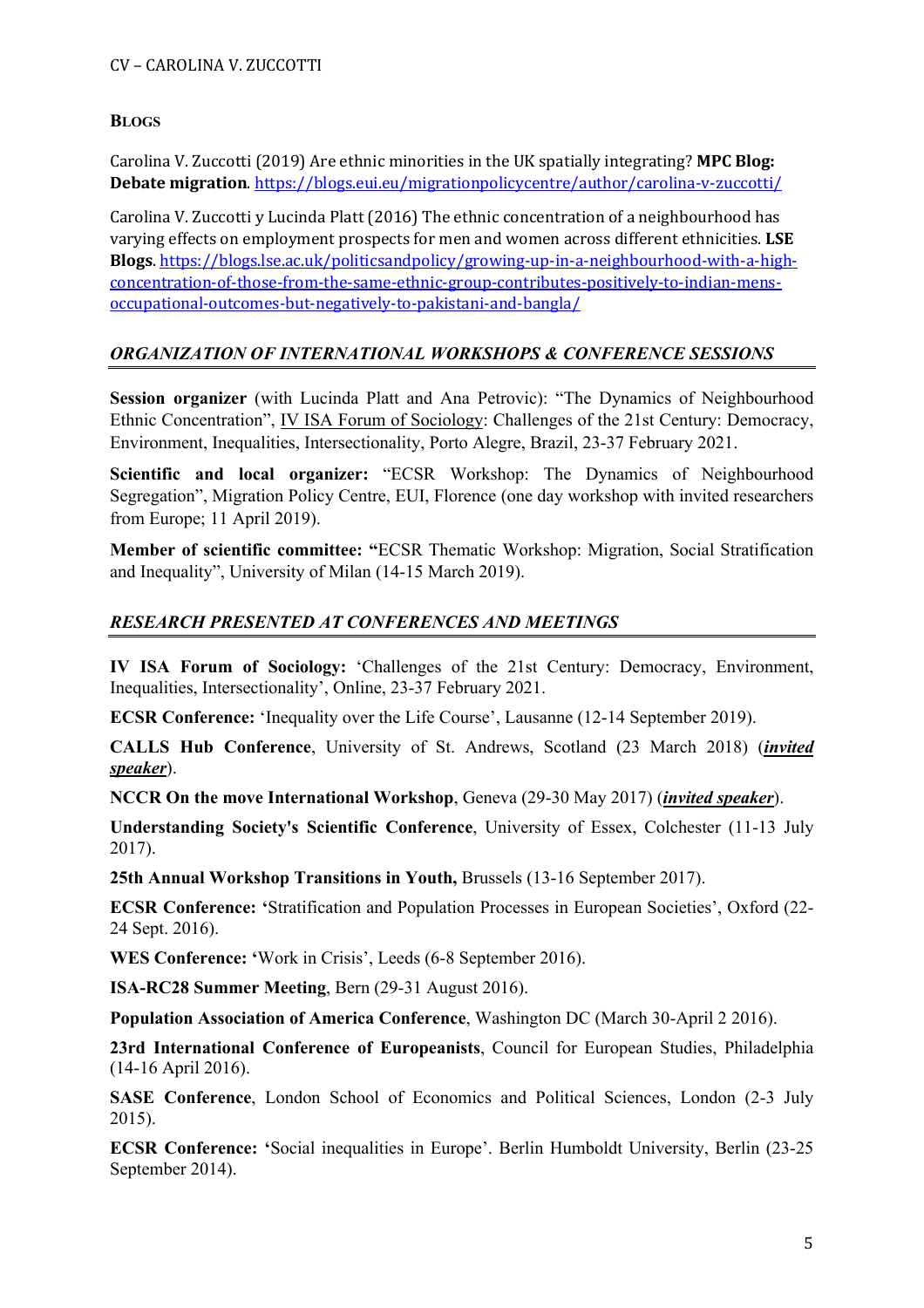## BLOGS

Carolina V. Zuccotti (2019) Are ethnic minorities in the UK spatially integrating? **MPC Blog: Debate migration**. https://blogs.eui.eu/migrationpolicycentre/author/carolina-v-zuccotti/

Carolina V. Zuccotti y Lucinda Platt (2016) The ethnic concentration of a neighbourhood has varying effects on employment prospects for men and women across different ethnicities. **LSE Blogs**. https://blogs.lse.ac.uk/politicsandpolicy/growing-up-in-a-neighbourhood-with-a-high-concentration-of-those-from-the-same-ethnic-group-contributes-positively-to-indian-mens-occupational-outcomes-but-negatively-to-pakistani-and-bangla/

## *ORGANIZATION OF INTERNATIONAL WORKSHOPS & CONFERENCE SESSIONS*

**Session organizer** (with Lucinda Platt and Ana Petrovic): "The Dynamics of Neighbourhood Ethnic Concentration", IV ISA Forum of Sociology: Challenges of the 21st Century: Democracy, Environment, Inequalities, Intersectionality, Porto Alegre, Brazil, 23-37 February 2021.

**Scientific and local organizer:** "ECSR Workshop: The Dynamics of Neighbourhood Segregation", Migration Policy Centre, EUI, Florence (one day workshop with invited researchers from Europe; 11 April 2019).

**Member of scientific committee: "**ECSR Thematic Workshop: Migration, Social Stratification and Inequality", University of Milan (14-15 March 2019).

## *RESEARCH PRESENTED AT CONFERENCES AND MEETINGS*

**IV ISA Forum of Sociology:** 'Challenges of the 21st Century: Democracy, Environment, Inequalities, Intersectionality', Online, 23-37 February 2021.

**ECSR Conference:** 'Inequality over the Life Course', Lausanne (12-14 September 2019).

**CALLS Hub Conference**, University of St. Andrews, Scotland (23 March 2018) (***invited speaker***).

**NCCR On the move International Workshop**, Geneva (29-30 May 2017) (***invited speaker***).

**Understanding Society's Scientific Conference**, University of Essex, Colchester (11-13 July 2017).

**25th Annual Workshop Transitions in Youth,** Brussels (13-16 September 2017).

**ECSR Conference: '**Stratification and Population Processes in European Societies', Oxford (22-24 Sept. 2016).

**WES Conference: '**Work in Crisis', Leeds (6-8 September 2016).

**ISA-RC28 Summer Meeting**, Bern (29-31 August 2016).

**Population Association of America Conference**, Washington DC (March 30-April 2 2016).

**23rd International Conference of Europeanists**, Council for European Studies, Philadelphia (14-16 April 2016).

**SASE Conference**, London School of Economics and Political Sciences, London (2-3 July 2015).

**ECSR Conference: '**Social inequalities in Europe'. Berlin Humboldt University, Berlin (23-25 September 2014).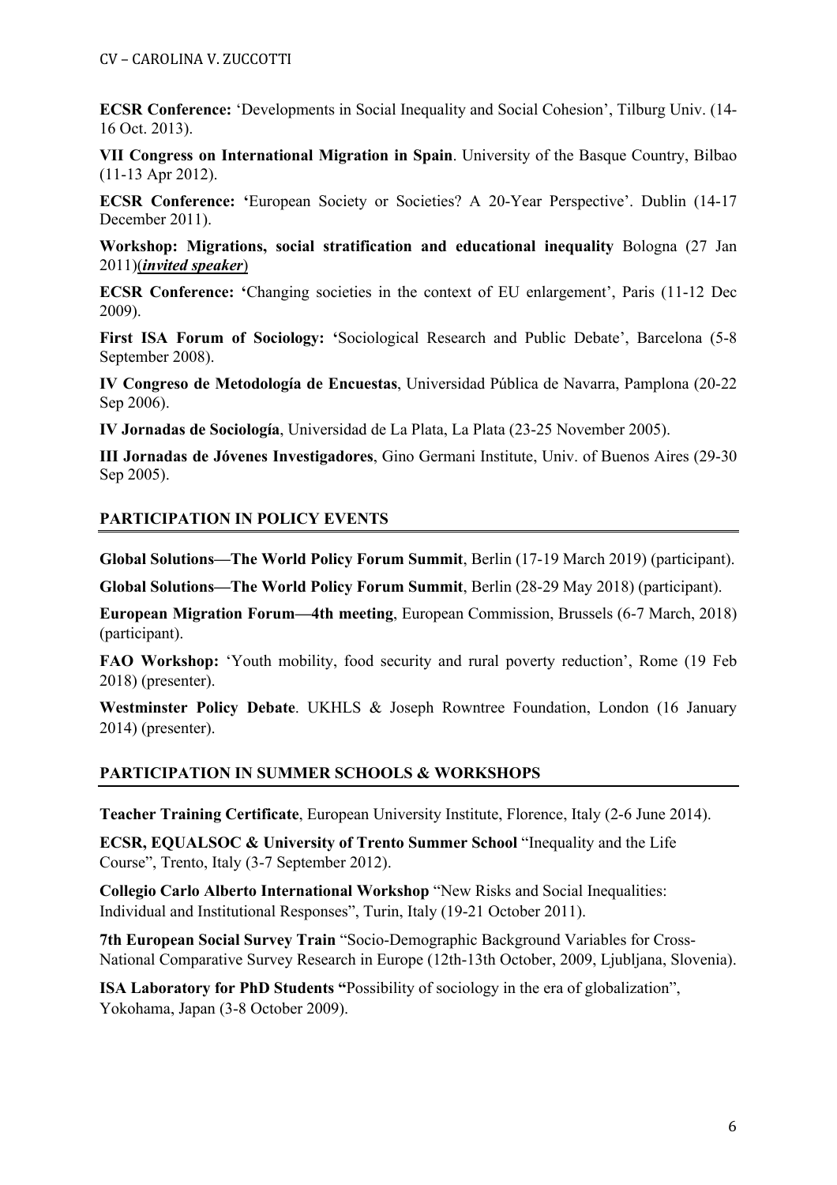**ECSR Conference:** 'Developments in Social Inequality and Social Cohesion', Tilburg Univ. (14-16 Oct. 2013).

**VII Congress on International Migration in Spain**. University of the Basque Country, Bilbao (11-13 Apr 2012).

**ECSR Conference: '**European Society or Societies? A 20-Year Perspective'. Dublin (14-17 December 2011).

**Workshop: Migrations, social stratification and educational inequality** Bologna (27 Jan 2011)(***invited speaker***)

**ECSR Conference: '**Changing societies in the context of EU enlargement', Paris (11-12 Dec 2009).

**First ISA Forum of Sociology: '**Sociological Research and Public Debate', Barcelona (5-8 September 2008).

**IV Congreso de Metodología de Encuestas**, Universidad Pública de Navarra, Pamplona (20-22 Sep 2006).

**IV Jornadas de Sociología**, Universidad de La Plata, La Plata (23-25 November 2005).

**III Jornadas de Jóvenes Investigadores**, Gino Germani Institute, Univ. of Buenos Aires (29-30 Sep 2005).

## PARTICIPATION IN POLICY EVENTS

**Global Solutions—The World Policy Forum Summit**, Berlin (17-19 March 2019) (participant).

**Global Solutions—The World Policy Forum Summit**, Berlin (28-29 May 2018) (participant).

**European Migration Forum—4th meeting**, European Commission, Brussels (6-7 March, 2018) (participant).

**FAO Workshop:** 'Youth mobility, food security and rural poverty reduction', Rome (19 Feb 2018) (presenter).

**Westminster Policy Debate**. UKHLS & Joseph Rowntree Foundation, London (16 January 2014) (presenter).

## PARTICIPATION IN SUMMER SCHOOLS & WORKSHOPS

**Teacher Training Certificate**, European University Institute, Florence, Italy (2-6 June 2014).

**ECSR, EQUALSOC & University of Trento Summer School** "Inequality and the Life Course", Trento, Italy (3-7 September 2012).

**Collegio Carlo Alberto International Workshop** "New Risks and Social Inequalities: Individual and Institutional Responses", Turin, Italy (19-21 October 2011).

**7th European Social Survey Train** "Socio-Demographic Background Variables for Cross-National Comparative Survey Research in Europe (12th-13th October, 2009, Ljubljana, Slovenia).

**ISA Laboratory for PhD Students "**Possibility of sociology in the era of globalization", Yokohama, Japan (3-8 October 2009).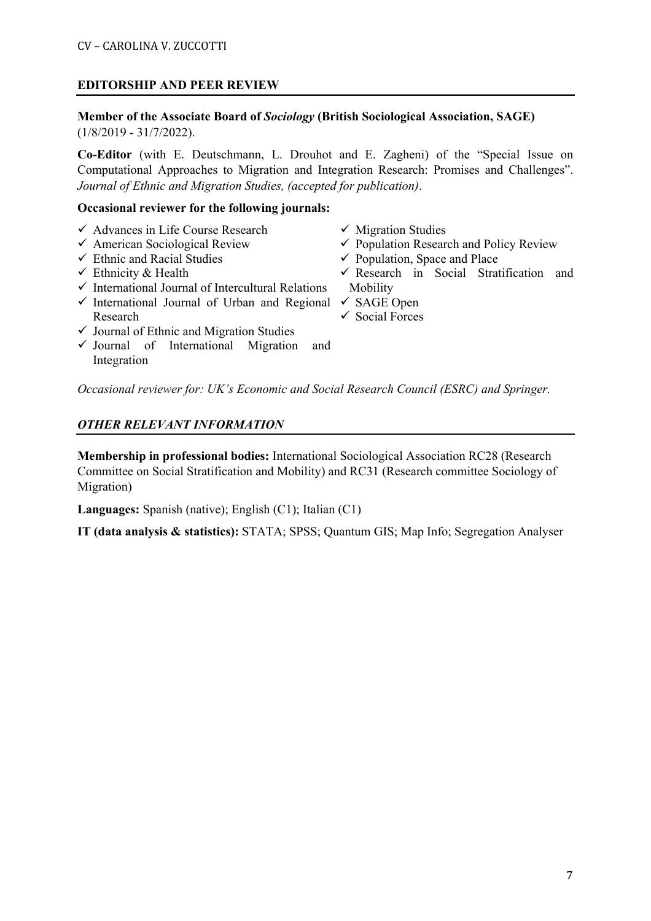## EDITORSHIP AND PEER REVIEW

**Member of the Associate Board of *Sociology* (British Sociological Association, SAGE)** (1/8/2019 - 31/7/2022).

**Co-Editor** (with E. Deutschmann, L. Drouhot and E. Zagheni) of the "Special Issue on Computational Approaches to Migration and Integration Research: Promises and Challenges". *Journal of Ethnic and Migration Studies, (accepted for publication)*.

**Occasional reviewer for the following journals:**

- ✓ Advances in Life Course Research
- ✓ American Sociological Review
- ✓ Ethnic and Racial Studies
- ✓ Ethnicity & Health
- ✓ International Journal of Intercultural Relations
- ✓ International Journal of Urban and Regional Research
- ✓ Journal of Ethnic and Migration Studies
- ✓ Journal of International Migration and Integration
- ✓ Migration Studies
- ✓ Population Research and Policy Review
- ✓ Population, Space and Place
- ✓ Research in Social Stratification and Mobility
- ✓ SAGE Open
- ✓ Social Forces

*Occasional reviewer for: UK's Economic and Social Research Council (ESRC) and Springer.*

## *OTHER RELEVANT INFORMATION*

**Membership in professional bodies:** International Sociological Association RC28 (Research Committee on Social Stratification and Mobility) and RC31 (Research committee Sociology of Migration)

**Languages:** Spanish (native); English (C1); Italian (C1)

**IT (data analysis & statistics):** STATA; SPSS; Quantum GIS; Map Info; Segregation Analyser